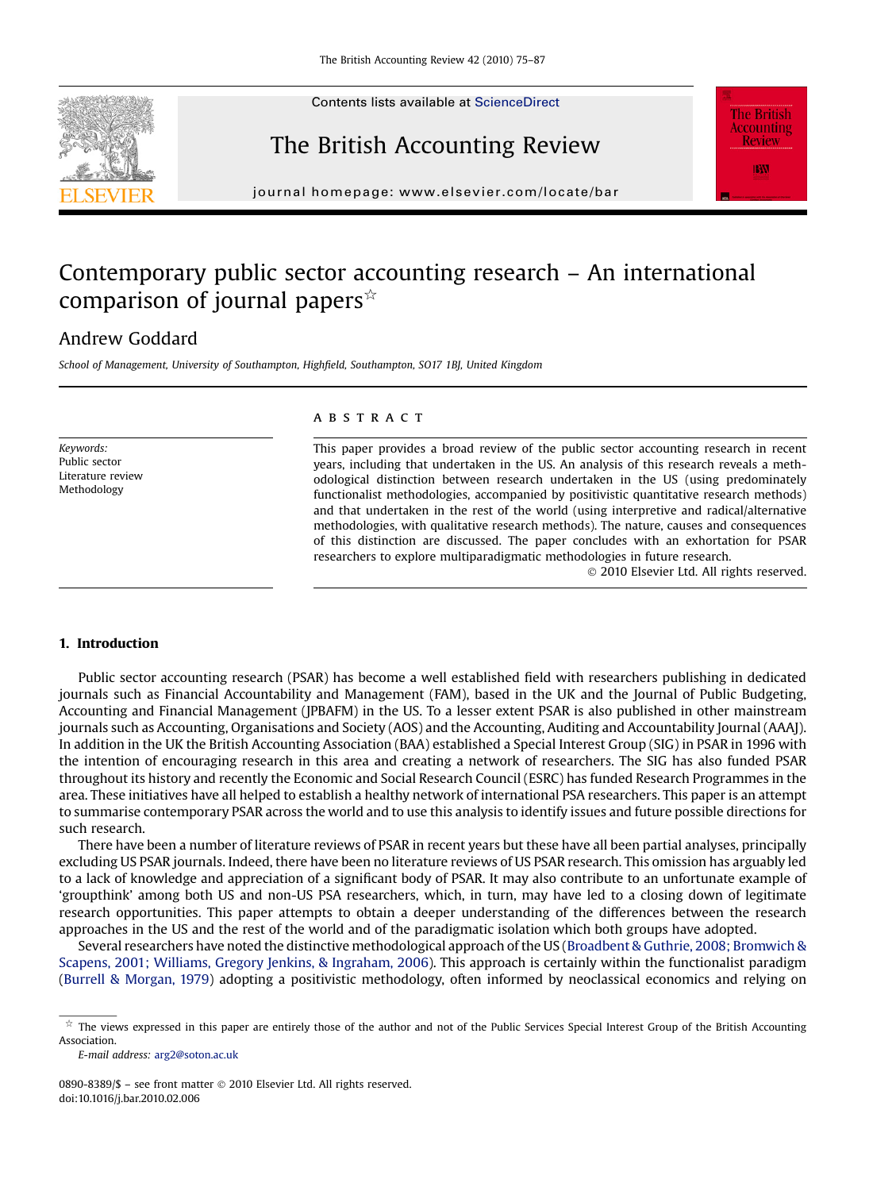# Contemporary public sector accounting research – An international comparison of journal papers☆

Andrew Goddard

*School of Management, University of Southampton, Highfield, Southampton, SO17 1BJ, United Kingdom*

*Keywords:*
Public sector
Literature review
Methodology

## ABSTRACT

This paper provides a broad review of the public sector accounting research in recent years, including that undertaken in the US. An analysis of this research reveals a methodological distinction between research undertaken in the US (using predominately functionalist methodologies, accompanied by positivistic quantitative research methods) and that undertaken in the rest of the world (using interpretive and radical/alternative methodologies, with qualitative research methods). The nature, causes and consequences of this distinction are discussed. The paper concludes with an exhortation for PSAR researchers to explore multiparadigmatic methodologies in future research.

© 2010 Elsevier Ltd. All rights reserved.

## 1. Introduction

Public sector accounting research (PSAR) has become a well established field with researchers publishing in dedicated journals such as Financial Accountability and Management (FAM), based in the UK and the Journal of Public Budgeting, Accounting and Financial Management (JPBAFM) in the US. To a lesser extent PSAR is also published in other mainstream journals such as Accounting, Organisations and Society (AOS) and the Accounting, Auditing and Accountability Journal (AAAJ). In addition in the UK the British Accounting Association (BAA) established a Special Interest Group (SIG) in PSAR in 1996 with the intention of encouraging research in this area and creating a network of researchers. The SIG has also funded PSAR throughout its history and recently the Economic and Social Research Council (ESRC) has funded Research Programmes in the area. These initiatives have all helped to establish a healthy network of international PSA researchers. This paper is an attempt to summarise contemporary PSAR across the world and to use this analysis to identify issues and future possible directions for such research.

There have been a number of literature reviews of PSAR in recent years but these have all been partial analyses, principally excluding US PSAR journals. Indeed, there have been no literature reviews of US PSAR research. This omission has arguably led to a lack of knowledge and appreciation of a significant body of PSAR. It may also contribute to an unfortunate example of 'groupthink' among both US and non-US PSA researchers, which, in turn, may have led to a closing down of legitimate research opportunities. This paper attempts to obtain a deeper understanding of the differences between the research approaches in the US and the rest of the world and of the paradigmatic isolation which both groups have adopted.

Several researchers have noted the distinctive methodological approach of the US (Broadbent & Guthrie, 2008; Bromwich & Scapens, 2001; Williams, Gregory Jenkins, & Ingraham, 2006). This approach is certainly within the functionalist paradigm (Burrell & Morgan, 1979) adopting a positivistic methodology, often informed by neoclassical economics and relying on

☆ The views expressed in this paper are entirely those of the author and not of the Public Services Special Interest Group of the British Accounting Association.

*E-mail address:* arg2@soton.ac.uk

0890-8389/$ – see front matter © 2010 Elsevier Ltd. All rights reserved.
doi:10.1016/j.bar.2010.02.006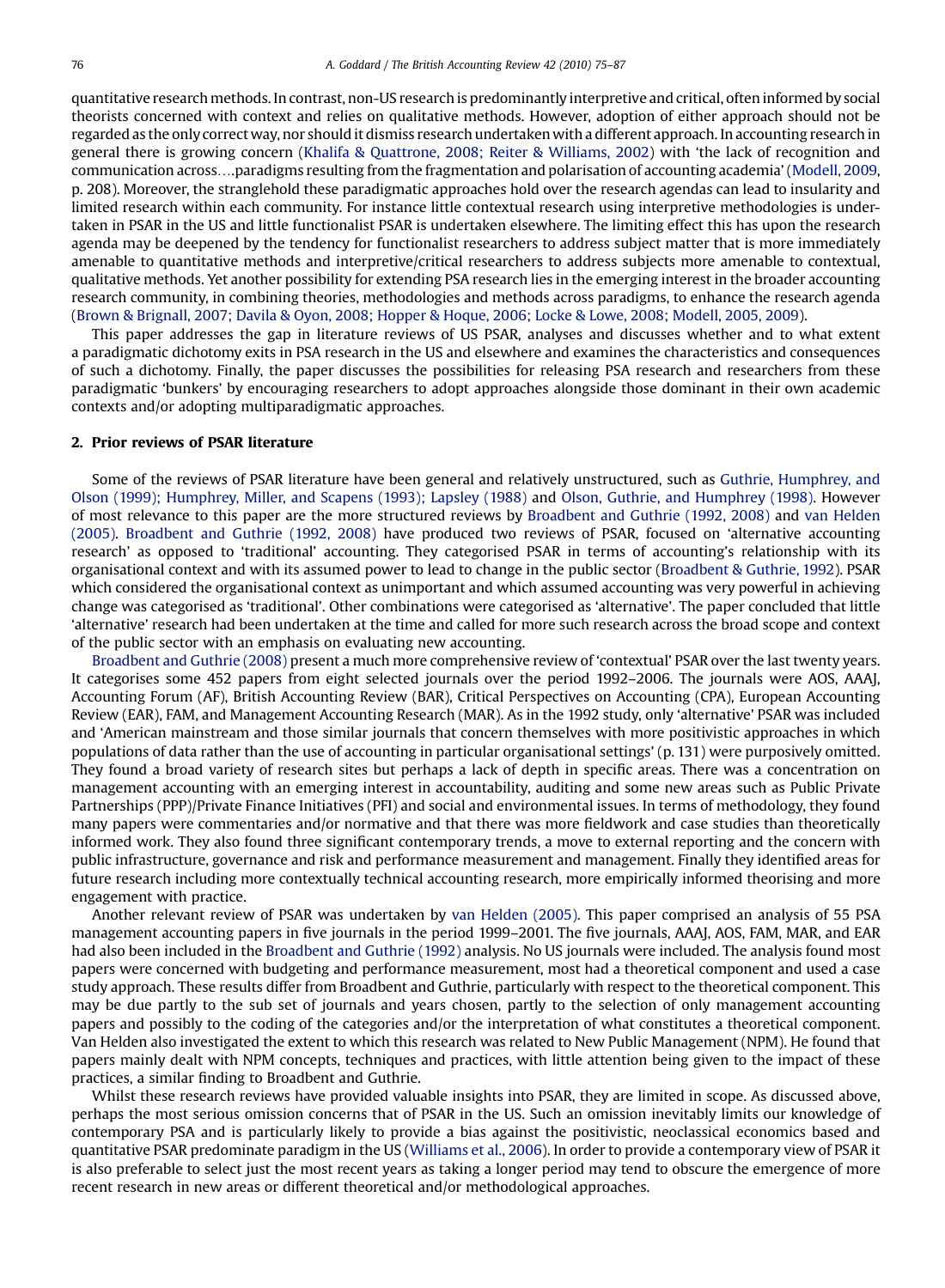quantitative research methods. In contrast, non-US research is predominantly interpretive and critical, often informed by social theorists concerned with context and relies on qualitative methods. However, adoption of either approach should not be regarded as the only correct way, nor should it dismiss research undertaken with a different approach. In accounting research in general there is growing concern (Khalifa & Quattrone, 2008; Reiter & Williams, 2002) with 'the lack of recognition and communication across….paradigms resulting from the fragmentation and polarisation of accounting academia' (Modell, 2009, p. 208). Moreover, the stranglehold these paradigmatic approaches hold over the research agendas can lead to insularity and limited research within each community. For instance little contextual research using interpretive methodologies is undertaken in PSAR in the US and little functionalist PSAR is undertaken elsewhere. The limiting effect this has upon the research agenda may be deepened by the tendency for functionalist researchers to address subject matter that is more immediately amenable to quantitative methods and interpretive/critical researchers to address subjects more amenable to contextual, qualitative methods. Yet another possibility for extending PSA research lies in the emerging interest in the broader accounting research community, in combining theories, methodologies and methods across paradigms, to enhance the research agenda (Brown & Brignall, 2007; Davila & Oyon, 2008; Hopper & Hoque, 2006; Locke & Lowe, 2008; Modell, 2005, 2009).

This paper addresses the gap in literature reviews of US PSAR, analyses and discusses whether and to what extent a paradigmatic dichotomy exits in PSA research in the US and elsewhere and examines the characteristics and consequences of such a dichotomy. Finally, the paper discusses the possibilities for releasing PSA research and researchers from these paradigmatic 'bunkers' by encouraging researchers to adopt approaches alongside those dominant in their own academic contexts and/or adopting multiparadigmatic approaches.

## 2. Prior reviews of PSAR literature

Some of the reviews of PSAR literature have been general and relatively unstructured, such as Guthrie, Humphrey, and Olson (1999); Humphrey, Miller, and Scapens (1993); Lapsley (1988) and Olson, Guthrie, and Humphrey (1998). However of most relevance to this paper are the more structured reviews by Broadbent and Guthrie (1992, 2008) and van Helden (2005). Broadbent and Guthrie (1992, 2008) have produced two reviews of PSAR, focused on 'alternative accounting research' as opposed to 'traditional' accounting. They categorised PSAR in terms of accounting's relationship with its organisational context and with its assumed power to lead to change in the public sector (Broadbent & Guthrie, 1992). PSAR which considered the organisational context as unimportant and which assumed accounting was very powerful in achieving change was categorised as 'traditional'. Other combinations were categorised as 'alternative'. The paper concluded that little 'alternative' research had been undertaken at the time and called for more such research across the broad scope and context of the public sector with an emphasis on evaluating new accounting.

Broadbent and Guthrie (2008) present a much more comprehensive review of 'contextual' PSAR over the last twenty years. It categorises some 452 papers from eight selected journals over the period 1992–2006. The journals were AOS, AAAJ, Accounting Forum (AF), British Accounting Review (BAR), Critical Perspectives on Accounting (CPA), European Accounting Review (EAR), FAM, and Management Accounting Research (MAR). As in the 1992 study, only 'alternative' PSAR was included and 'American mainstream and those similar journals that concern themselves with more positivistic approaches in which populations of data rather than the use of accounting in particular organisational settings' (p. 131) were purposively omitted. They found a broad variety of research sites but perhaps a lack of depth in specific areas. There was a concentration on management accounting with an emerging interest in accountability, auditing and some new areas such as Public Private Partnerships (PPP)/Private Finance Initiatives (PFI) and social and environmental issues. In terms of methodology, they found many papers were commentaries and/or normative and that there was more fieldwork and case studies than theoretically informed work. They also found three significant contemporary trends, a move to external reporting and the concern with public infrastructure, governance and risk and performance measurement and management. Finally they identified areas for future research including more contextually technical accounting research, more empirically informed theorising and more engagement with practice.

Another relevant review of PSAR was undertaken by van Helden (2005). This paper comprised an analysis of 55 PSA management accounting papers in five journals in the period 1999–2001. The five journals, AAAJ, AOS, FAM, MAR, and EAR had also been included in the Broadbent and Guthrie (1992) analysis. No US journals were included. The analysis found most papers were concerned with budgeting and performance measurement, most had a theoretical component and used a case study approach. These results differ from Broadbent and Guthrie, particularly with respect to the theoretical component. This may be due partly to the sub set of journals and years chosen, partly to the selection of only management accounting papers and possibly to the coding of the categories and/or the interpretation of what constitutes a theoretical component. Van Helden also investigated the extent to which this research was related to New Public Management (NPM). He found that papers mainly dealt with NPM concepts, techniques and practices, with little attention being given to the impact of these practices, a similar finding to Broadbent and Guthrie.

Whilst these research reviews have provided valuable insights into PSAR, they are limited in scope. As discussed above, perhaps the most serious omission concerns that of PSAR in the US. Such an omission inevitably limits our knowledge of contemporary PSA and is particularly likely to provide a bias against the positivistic, neoclassical economics based and quantitative PSAR predominate paradigm in the US (Williams et al., 2006). In order to provide a contemporary view of PSAR it is also preferable to select just the most recent years as taking a longer period may tend to obscure the emergence of more recent research in new areas or different theoretical and/or methodological approaches.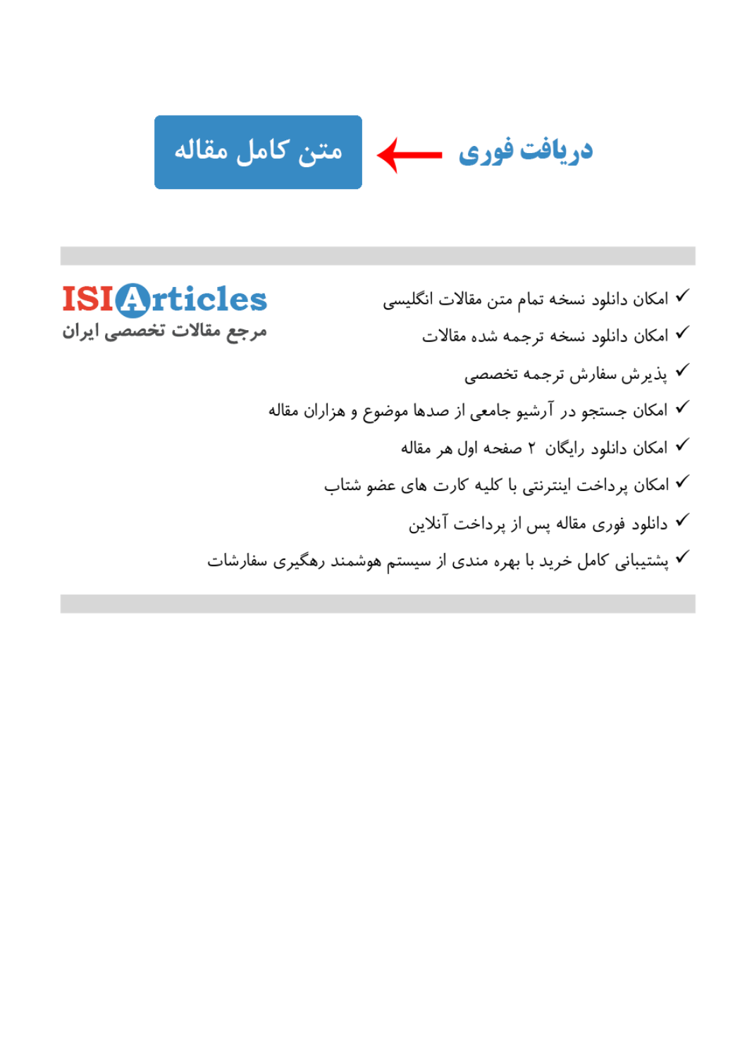دریافت فوری ← **متن کامل مقاله**

ISIArticles
مرجع مقالات تخصصی ایران

- ✓ امکان دانلود نسخه تمام متن مقالات انگلیسی
- ✓ امکان دانلود نسخه ترجمه شده مقالات
- ✓ پذیرش سفارش ترجمه تخصصی
- ✓ امکان جستجو در آرشیو جامعی از صدها موضوع و هزاران مقاله
- ✓ امکان دانلود رایگان ۲ صفحه اول هر مقاله
- ✓ امکان پرداخت اینترنتی با کلیه کارت های عضو شتاب
- ✓ دانلود فوری مقاله پس از پرداخت آنلاین
- ✓ پشتیبانی کامل خرید با بهره مندی از سیستم هوشمند رهگیری سفارشات